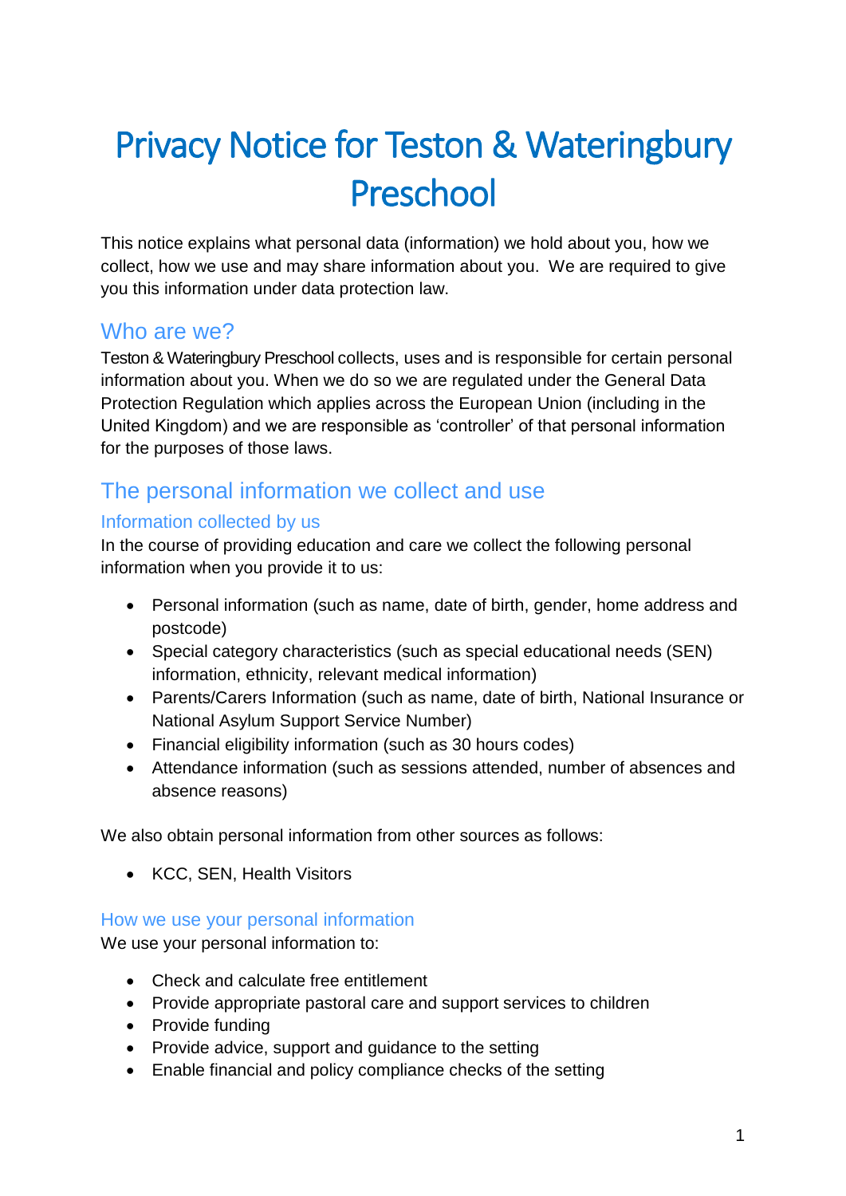# Privacy Notice for Teston & Wateringbury Preschool

This notice explains what personal data (information) we hold about you, how we collect, how we use and may share information about you. We are required to give you this information under data protection law.

## Who are we?

Teston & Wateringbury Preschool collects, uses and is responsible for certain personal information about you. When we do so we are regulated under the General Data Protection Regulation which applies across the European Union (including in the United Kingdom) and we are responsible as 'controller' of that personal information for the purposes of those laws.

## The personal information we collect and use

### Information collected by us

In the course of providing education and care we collect the following personal information when you provide it to us:

- Personal information (such as name, date of birth, gender, home address and postcode)
- Special category characteristics (such as special educational needs (SEN) information, ethnicity, relevant medical information)
- Parents/Carers Information (such as name, date of birth, National Insurance or National Asylum Support Service Number)
- Financial eligibility information (such as 30 hours codes)
- Attendance information (such as sessions attended, number of absences and absence reasons)

We also obtain personal information from other sources as follows:

- KCC, SEN, Health Visitors

### How we use your personal information

We use your personal information to:

- Check and calculate free entitlement
- Provide appropriate pastoral care and support services to children
- Provide funding
- Provide advice, support and guidance to the setting
- Enable financial and policy compliance checks of the setting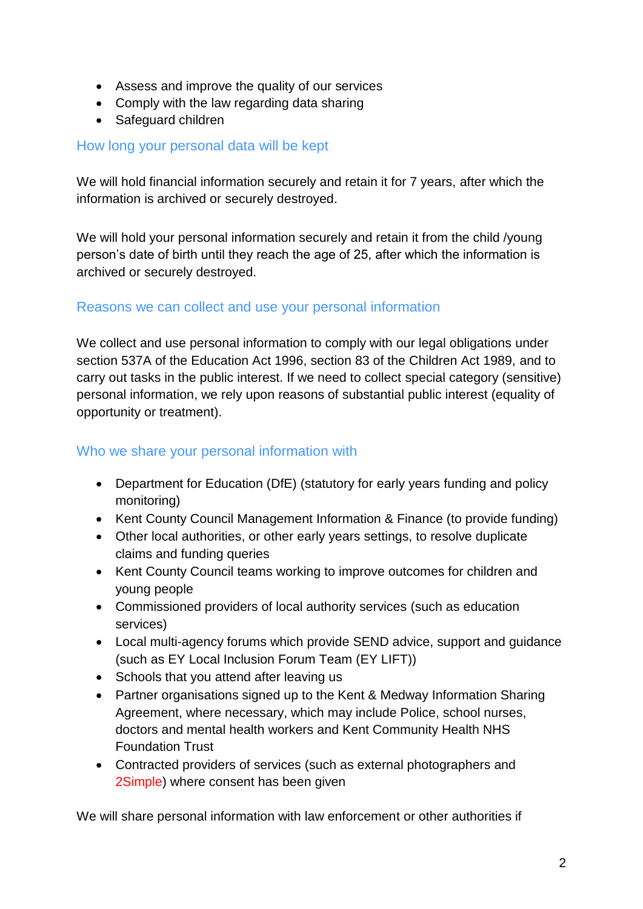- Assess and improve the quality of our services
- Comply with the law regarding data sharing
- Safeguard children

## How long your personal data will be kept

We will hold financial information securely and retain it for 7 years, after which the information is archived or securely destroyed.

We will hold your personal information securely and retain it from the child /young person's date of birth until they reach the age of 25, after which the information is archived or securely destroyed.

## Reasons we can collect and use your personal information

We collect and use personal information to comply with our legal obligations under section 537A of the Education Act 1996, section 83 of the Children Act 1989, and to carry out tasks in the public interest. If we need to collect special category (sensitive) personal information, we rely upon reasons of substantial public interest (equality of opportunity or treatment).

## Who we share your personal information with

- Department for Education (DfE) (statutory for early years funding and policy monitoring)
- Kent County Council Management Information & Finance (to provide funding)
- Other local authorities, or other early years settings, to resolve duplicate claims and funding queries
- Kent County Council teams working to improve outcomes for children and young people
- Commissioned providers of local authority services (such as education services)
- Local multi-agency forums which provide SEND advice, support and guidance (such as EY Local Inclusion Forum Team (EY LIFT))
- Schools that you attend after leaving us
- Partner organisations signed up to the Kent & Medway Information Sharing Agreement, where necessary, which may include Police, school nurses, doctors and mental health workers and Kent Community Health NHS Foundation Trust
- Contracted providers of services (such as external photographers and 2Simple) where consent has been given

We will share personal information with law enforcement or other authorities if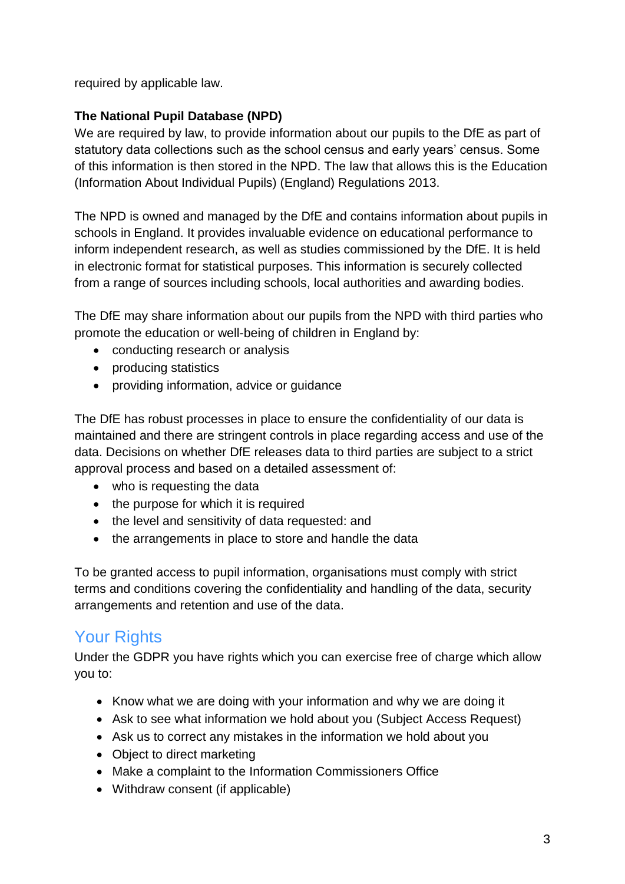required by applicable law.

**The National Pupil Database (NPD)**

We are required by law, to provide information about our pupils to the DfE as part of statutory data collections such as the school census and early years' census. Some of this information is then stored in the NPD. The law that allows this is the Education (Information About Individual Pupils) (England) Regulations 2013.

The NPD is owned and managed by the DfE and contains information about pupils in schools in England. It provides invaluable evidence on educational performance to inform independent research, as well as studies commissioned by the DfE. It is held in electronic format for statistical purposes. This information is securely collected from a range of sources including schools, local authorities and awarding bodies.

The DfE may share information about our pupils from the NPD with third parties who promote the education or well-being of children in England by:

- conducting research or analysis
- producing statistics
- providing information, advice or guidance

The DfE has robust processes in place to ensure the confidentiality of our data is maintained and there are stringent controls in place regarding access and use of the data. Decisions on whether DfE releases data to third parties are subject to a strict approval process and based on a detailed assessment of:

- who is requesting the data
- the purpose for which it is required
- the level and sensitivity of data requested: and
- the arrangements in place to store and handle the data

To be granted access to pupil information, organisations must comply with strict terms and conditions covering the confidentiality and handling of the data, security arrangements and retention and use of the data.

## Your Rights

Under the GDPR you have rights which you can exercise free of charge which allow you to:

- Know what we are doing with your information and why we are doing it
- Ask to see what information we hold about you (Subject Access Request)
- Ask us to correct any mistakes in the information we hold about you
- Object to direct marketing
- Make a complaint to the Information Commissioners Office
- Withdraw consent (if applicable)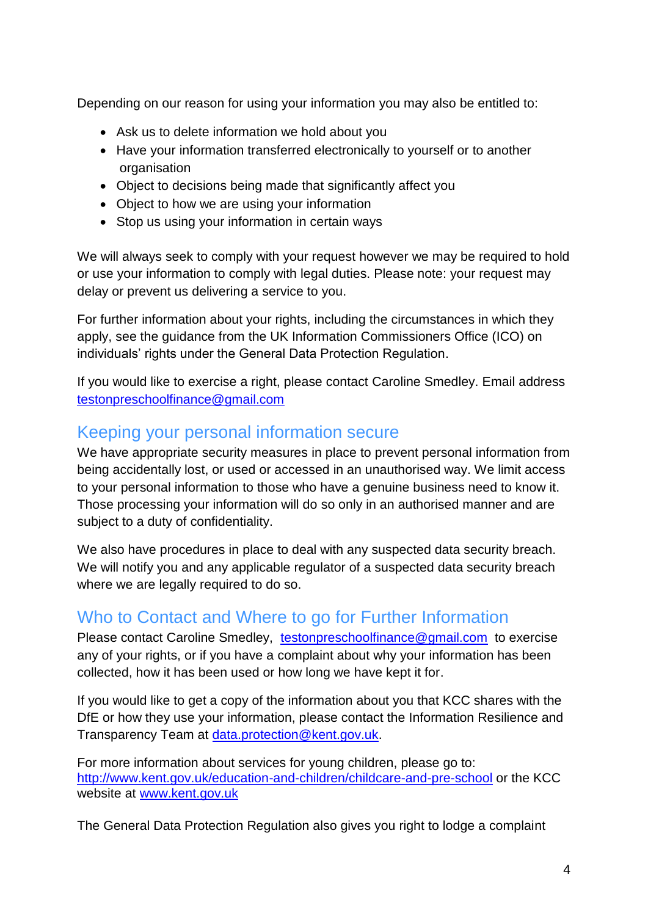Depending on our reason for using your information you may also be entitled to:

- Ask us to delete information we hold about you
- Have your information transferred electronically to yourself or to another organisation
- Object to decisions being made that significantly affect you
- Object to how we are using your information
- Stop us using your information in certain ways

We will always seek to comply with your request however we may be required to hold or use your information to comply with legal duties. Please note: your request may delay or prevent us delivering a service to you.

For further information about your rights, including the circumstances in which they apply, see the guidance from the UK Information Commissioners Office (ICO) on individuals' rights under the General Data Protection Regulation.

If you would like to exercise a right, please contact Caroline Smedley. Email address testonpreschoolfinance@gmail.com

## Keeping your personal information secure

We have appropriate security measures in place to prevent personal information from being accidentally lost, or used or accessed in an unauthorised way. We limit access to your personal information to those who have a genuine business need to know it. Those processing your information will do so only in an authorised manner and are subject to a duty of confidentiality.

We also have procedures in place to deal with any suspected data security breach. We will notify you and any applicable regulator of a suspected data security breach where we are legally required to do so.

## Who to Contact and Where to go for Further Information

Please contact Caroline Smedley, testonpreschoolfinance@gmail.com to exercise any of your rights, or if you have a complaint about why your information has been collected, how it has been used or how long we have kept it for.

If you would like to get a copy of the information about you that KCC shares with the DfE or how they use your information, please contact the Information Resilience and Transparency Team at data.protection@kent.gov.uk.

For more information about services for young children, please go to: http://www.kent.gov.uk/education-and-children/childcare-and-pre-school or the KCC website at www.kent.gov.uk

The General Data Protection Regulation also gives you right to lodge a complaint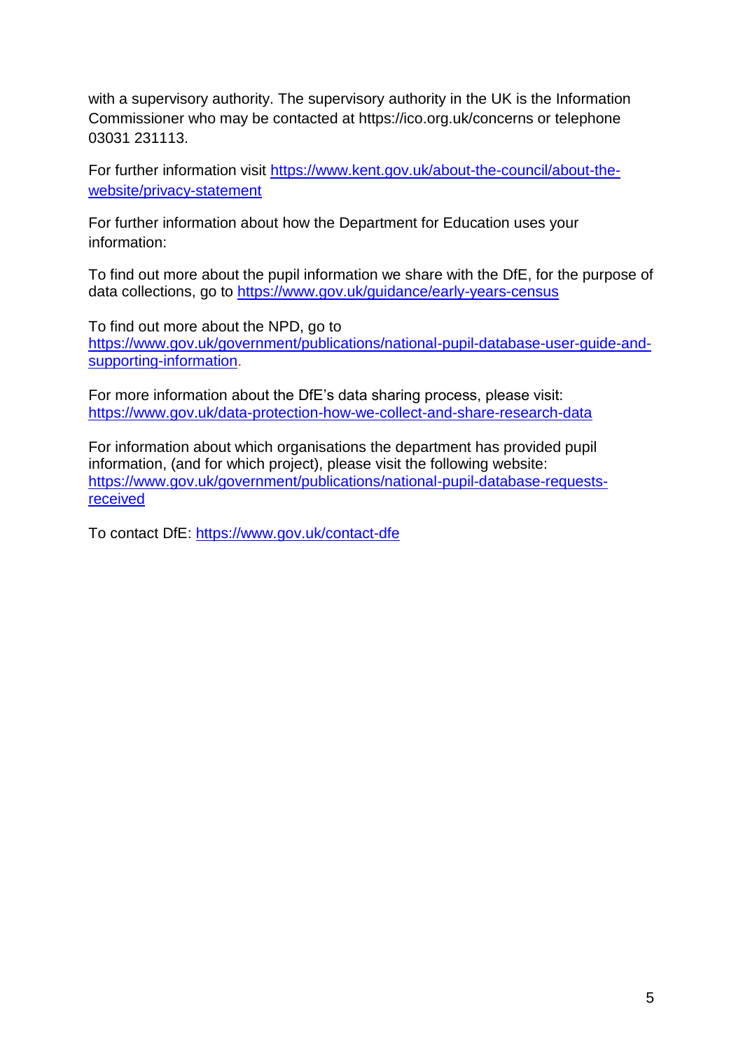with a supervisory authority. The supervisory authority in the UK is the Information Commissioner who may be contacted at https://ico.org.uk/concerns or telephone 03031 231113.

For further information visit https://www.kent.gov.uk/about-the-council/about-the-website/privacy-statement

For further information about how the Department for Education uses your information:

To find out more about the pupil information we share with the DfE, for the purpose of data collections, go to https://www.gov.uk/guidance/early-years-census

To find out more about the NPD, go to https://www.gov.uk/government/publications/national-pupil-database-user-guide-and-supporting-information.

For more information about the DfE's data sharing process, please visit: https://www.gov.uk/data-protection-how-we-collect-and-share-research-data

For information about which organisations the department has provided pupil information, (and for which project), please visit the following website: https://www.gov.uk/government/publications/national-pupil-database-requests-received

To contact DfE: https://www.gov.uk/contact-dfe